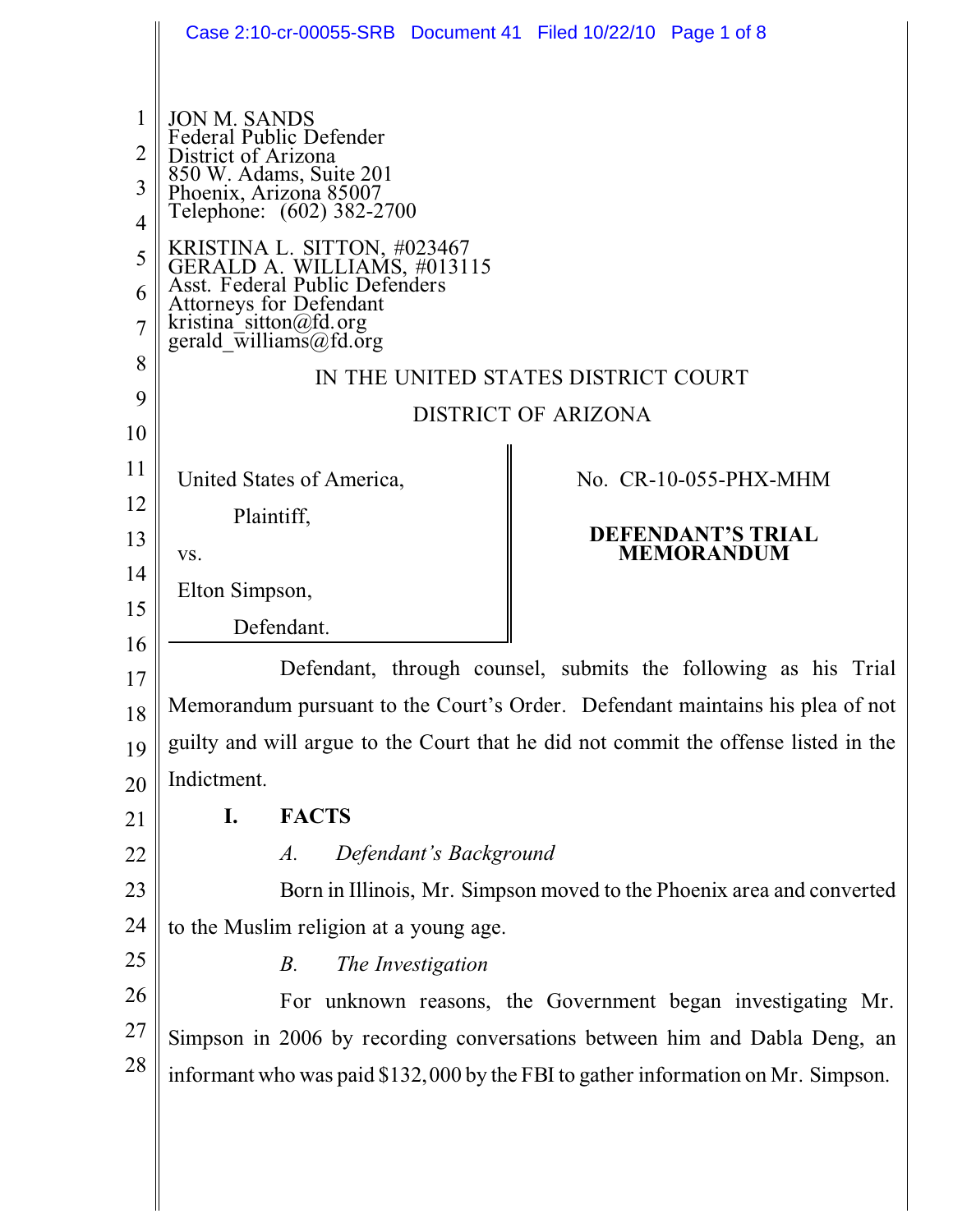JON M. SANDS
Federal Public Defender
District of Arizona
850 W. Adams, Suite 201
Phoenix, Arizona 85007
Telephone: (602) 382-2700

KRISTINA L. SITTON, #023467
GERALD A. WILLIAMS, #013115
Asst. Federal Public Defenders
Attorneys for Defendant
kristina_sitton@fd.org
gerald_williams@fd.org

IN THE UNITED STATES DISTRICT COURT

DISTRICT OF ARIZONA

| | |
|---|---|
| United States of America,<br>Plaintiff,<br>vs.<br>Elton Simpson,<br>Defendant. | No. CR-10-055-PHX-MHM<br><br>**DEFENDANT'S TRIAL MEMORANDUM** |

Defendant, through counsel, submits the following as his Trial Memorandum pursuant to the Court's Order. Defendant maintains his plea of not guilty and will argue to the Court that he did not commit the offense listed in the Indictment.

## I. FACTS

### *A. Defendant's Background*

Born in Illinois, Mr. Simpson moved to the Phoenix area and converted to the Muslim religion at a young age.

### *B. The Investigation*

For unknown reasons, the Government began investigating Mr. Simpson in 2006 by recording conversations between him and Dabla Deng, an informant who was paid $132,000 by the FBI to gather information on Mr. Simpson.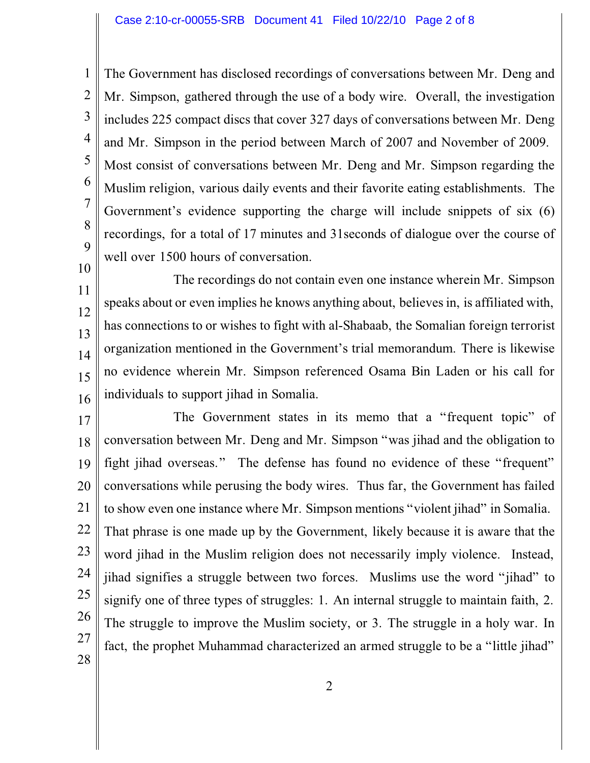The Government has disclosed recordings of conversations between Mr. Deng and Mr. Simpson, gathered through the use of a body wire. Overall, the investigation includes 225 compact discs that cover 327 days of conversations between Mr. Deng and Mr. Simpson in the period between March of 2007 and November of 2009. Most consist of conversations between Mr. Deng and Mr. Simpson regarding the Muslim religion, various daily events and their favorite eating establishments. The Government's evidence supporting the charge will include snippets of six (6) recordings, for a total of 17 minutes and 31seconds of dialogue over the course of well over 1500 hours of conversation.

The recordings do not contain even one instance wherein Mr. Simpson speaks about or even implies he knows anything about, believes in, is affiliated with, has connections to or wishes to fight with al-Shabaab, the Somalian foreign terrorist organization mentioned in the Government's trial memorandum. There is likewise no evidence wherein Mr. Simpson referenced Osama Bin Laden or his call for individuals to support jihad in Somalia.

The Government states in its memo that a "frequent topic" of conversation between Mr. Deng and Mr. Simpson "was jihad and the obligation to fight jihad overseas." The defense has found no evidence of these "frequent" conversations while perusing the body wires. Thus far, the Government has failed to show even one instance where Mr. Simpson mentions "violent jihad" in Somalia. That phrase is one made up by the Government, likely because it is aware that the word jihad in the Muslim religion does not necessarily imply violence. Instead, jihad signifies a struggle between two forces. Muslims use the word "jihad" to signify one of three types of struggles: 1. An internal struggle to maintain faith, 2. The struggle to improve the Muslim society, or 3. The struggle in a holy war. In fact, the prophet Muhammad characterized an armed struggle to be a "little jihad"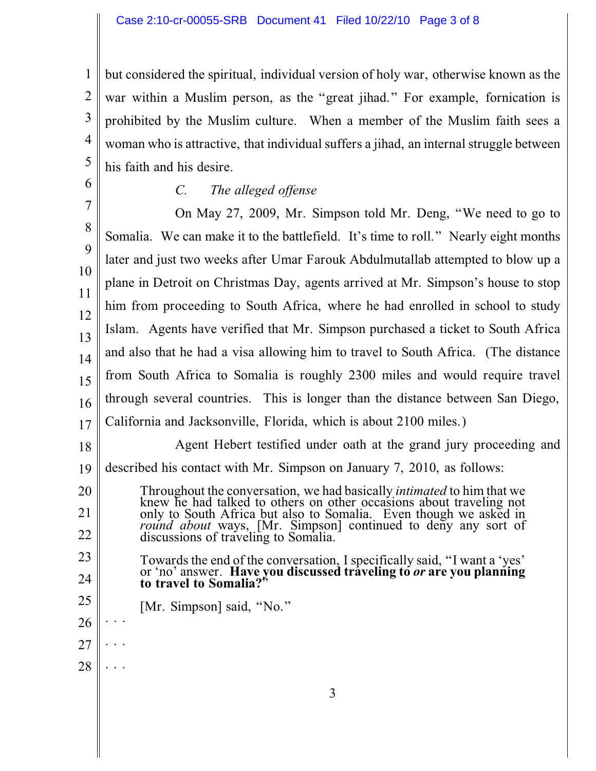but considered the spiritual, individual version of holy war, otherwise known as the war within a Muslim person, as the "great jihad." For example, fornication is prohibited by the Muslim culture. When a member of the Muslim faith sees a woman who is attractive, that individual suffers a jihad, an internal struggle between his faith and his desire.

### *C. The alleged offense*

On May 27, 2009, Mr. Simpson told Mr. Deng, "We need to go to Somalia. We can make it to the battlefield. It's time to roll." Nearly eight months later and just two weeks after Umar Farouk Abdulmutallab attempted to blow up a plane in Detroit on Christmas Day, agents arrived at Mr. Simpson's house to stop him from proceeding to South Africa, where he had enrolled in school to study Islam. Agents have verified that Mr. Simpson purchased a ticket to South Africa and also that he had a visa allowing him to travel to South Africa. (The distance from South Africa to Somalia is roughly 2300 miles and would require travel through several countries. This is longer than the distance between San Diego, California and Jacksonville, Florida, which is about 2100 miles.)

Agent Hebert testified under oath at the grand jury proceeding and described his contact with Mr. Simpson on January 7, 2010, as follows:

> Throughout the conversation, we had basically *intimated* to him that we knew he had talked to others on other occasions about traveling not only to South Africa but also to Somalia. Even though we asked in *round about* ways, [Mr. Simpson] continued to deny any sort of discussions of traveling to Somalia.
>
> Towards the end of the conversation, I specifically said, "I want a 'yes' or 'no' answer. **Have you discussed traveling to *or* are you planning to travel to Somalia?"**
>
> [Mr. Simpson] said, "No."

. . .

. . .

. . .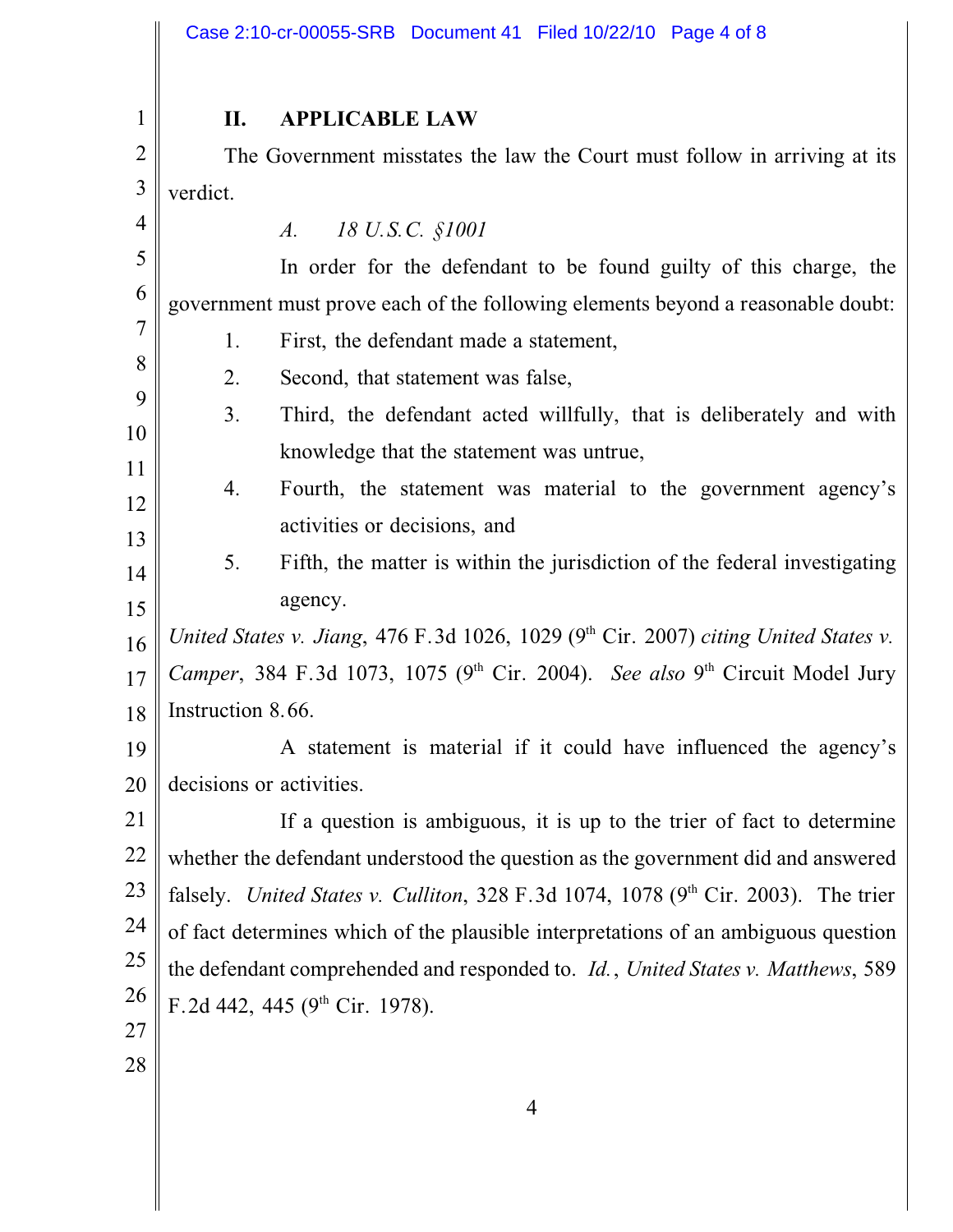## II. APPLICABLE LAW

The Government misstates the law the Court must follow in arriving at its verdict.

### *A. 18 U.S.C. §1001*

In order for the defendant to be found guilty of this charge, the government must prove each of the following elements beyond a reasonable doubt:

1. First, the defendant made a statement,
2. Second, that statement was false,
3. Third, the defendant acted willfully, that is deliberately and with knowledge that the statement was untrue,
4. Fourth, the statement was material to the government agency's activities or decisions, and
5. Fifth, the matter is within the jurisdiction of the federal investigating agency.

*United States v. Jiang*, 476 F.3d 1026, 1029 (9th Cir. 2007) *citing United States v. Camper*, 384 F.3d 1073, 1075 (9th Cir. 2004). *See also* 9th Circuit Model Jury Instruction 8.66.

A statement is material if it could have influenced the agency's decisions or activities.

If a question is ambiguous, it is up to the trier of fact to determine whether the defendant understood the question as the government did and answered falsely. *United States v. Culliton*, 328 F.3d 1074, 1078 (9th Cir. 2003). The trier of fact determines which of the plausible interpretations of an ambiguous question the defendant comprehended and responded to. *Id.*, *United States v. Matthews*, 589 F.2d 442, 445 (9th Cir. 1978).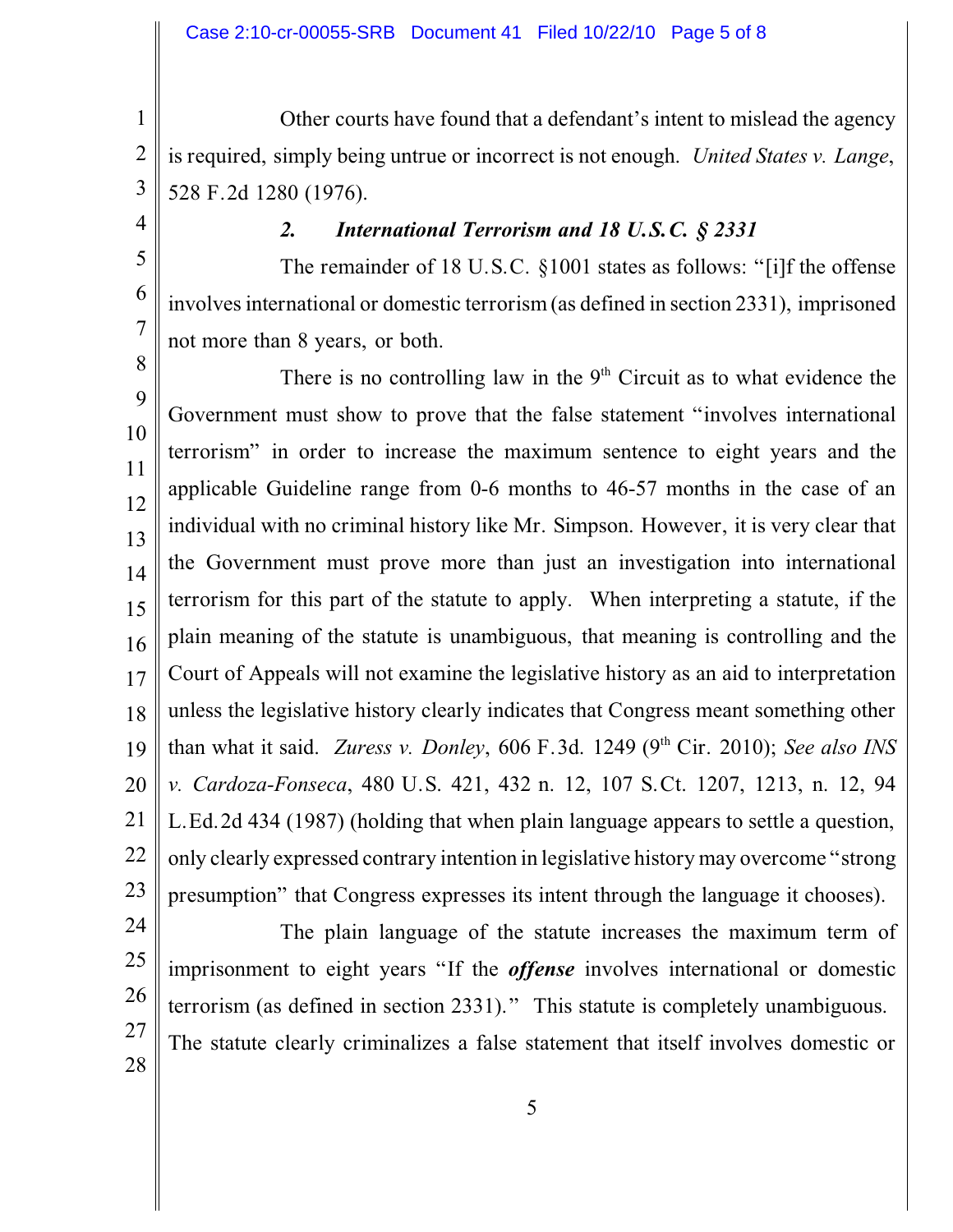Other courts have found that a defendant's intent to mislead the agency is required, simply being untrue or incorrect is not enough. *United States v. Lange*, 528 F.2d 1280 (1976).

### *2. International Terrorism and 18 U.S.C. § 2331*

The remainder of 18 U.S.C. §1001 states as follows: "[i]f the offense involves international or domestic terrorism (as defined in section 2331), imprisoned not more than 8 years, or both.

There is no controlling law in the 9th Circuit as to what evidence the Government must show to prove that the false statement "involves international terrorism" in order to increase the maximum sentence to eight years and the applicable Guideline range from 0-6 months to 46-57 months in the case of an individual with no criminal history like Mr. Simpson. However, it is very clear that the Government must prove more than just an investigation into international terrorism for this part of the statute to apply. When interpreting a statute, if the plain meaning of the statute is unambiguous, that meaning is controlling and the Court of Appeals will not examine the legislative history as an aid to interpretation unless the legislative history clearly indicates that Congress meant something other than what it said. *Zuress v. Donley*, 606 F.3d. 1249 (9th Cir. 2010); *See also INS v. Cardoza-Fonseca*, 480 U.S. 421, 432 n. 12, 107 S.Ct. 1207, 1213, n. 12, 94 L.Ed.2d 434 (1987) (holding that when plain language appears to settle a question, only clearly expressed contrary intention in legislative history may overcome "strong presumption" that Congress expresses its intent through the language it chooses).

The plain language of the statute increases the maximum term of imprisonment to eight years "If the ***offense*** involves international or domestic terrorism (as defined in section 2331)." This statute is completely unambiguous. The statute clearly criminalizes a false statement that itself involves domestic or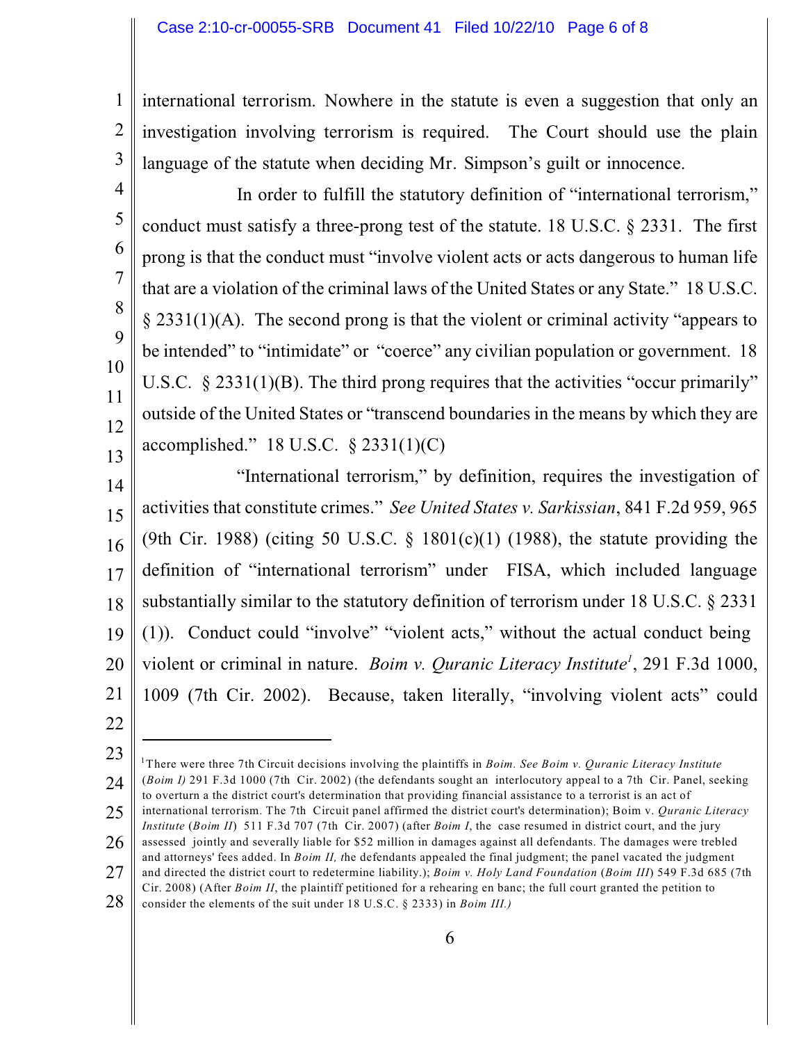international terrorism. Nowhere in the statute is even a suggestion that only an investigation involving terrorism is required. The Court should use the plain language of the statute when deciding Mr. Simpson's guilt or innocence.

In order to fulfill the statutory definition of "international terrorism," conduct must satisfy a three-prong test of the statute. 18 U.S.C. § 2331. The first prong is that the conduct must "involve violent acts or acts dangerous to human life that are a violation of the criminal laws of the United States or any State." 18 U.S.C. § 2331(1)(A). The second prong is that the violent or criminal activity "appears to be intended" to "intimidate" or "coerce" any civilian population or government. 18 U.S.C. § 2331(1)(B). The third prong requires that the activities "occur primarily" outside of the United States or "transcend boundaries in the means by which they are accomplished." 18 U.S.C. § 2331(1)(C)

"International terrorism," by definition, requires the investigation of activities that constitute crimes." *See United States v. Sarkissian*, 841 F.2d 959, 965 (9th Cir. 1988) (citing 50 U.S.C. § 1801(c)(1) (1988), the statute providing the definition of "international terrorism" under FISA, which included language substantially similar to the statutory definition of terrorism under 18 U.S.C. § 2331 (1)). Conduct could "involve" "violent acts," without the actual conduct being violent or criminal in nature. *Boim v. Quranic Literacy Institute*[1], 291 F.3d 1000, 1009 (7th Cir. 2002). Because, taken literally, "involving violent acts" could

---

[1] There were three 7th Circuit decisions involving the plaintiffs in *Boim*. *See Boim v. Quranic Literacy Institute* (*Boim I*) 291 F.3d 1000 (7th Cir. 2002) (the defendants sought an interlocutory appeal to a 7th Cir. Panel, seeking to overturn a the district court's determination that providing financial assistance to a terrorist is an act of international terrorism. The 7th Circuit panel affirmed the district court's determination); Boim v. *Quranic Literacy Institute* (*Boim II*) 511 F.3d 707 (7th Cir. 2007) (after *Boim I*, the case resumed in district court, and the jury assessed jointly and severally liable for $52 million in damages against all defendants. The damages were trebled and attorneys' fees added. In *Boim II, t*he defendants appealed the final judgment; the panel vacated the judgment and directed the district court to redetermine liability.); *Boim v. Holy Land Foundation* (*Boim III*) 549 F.3d 685 (7th Cir. 2008) (After *Boim II*, the plaintiff petitioned for a rehearing en banc; the full court granted the petition to consider the elements of the suit under 18 U.S.C. § 2333) in *Boim III.)*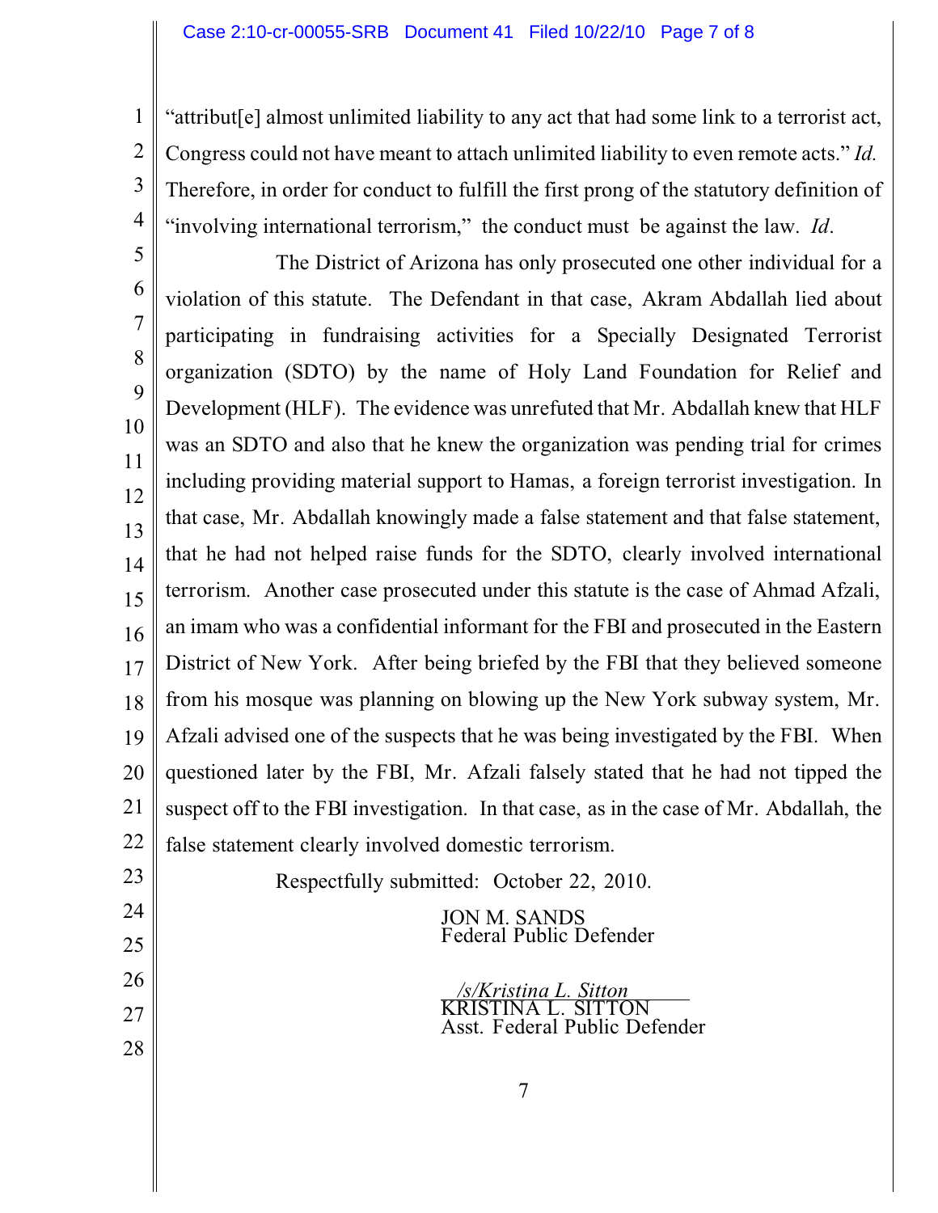"attribut[e] almost unlimited liability to any act that had some link to a terrorist act, Congress could not have meant to attach unlimited liability to even remote acts." *Id.* Therefore, in order for conduct to fulfill the first prong of the statutory definition of "involving international terrorism," the conduct must be against the law. *Id*.

The District of Arizona has only prosecuted one other individual for a violation of this statute. The Defendant in that case, Akram Abdallah lied about participating in fundraising activities for a Specially Designated Terrorist organization (SDTO) by the name of Holy Land Foundation for Relief and Development (HLF). The evidence was unrefuted that Mr. Abdallah knew that HLF was an SDTO and also that he knew the organization was pending trial for crimes including providing material support to Hamas, a foreign terrorist investigation. In that case, Mr. Abdallah knowingly made a false statement and that false statement, that he had not helped raise funds for the SDTO, clearly involved international terrorism. Another case prosecuted under this statute is the case of Ahmad Afzali, an imam who was a confidential informant for the FBI and prosecuted in the Eastern District of New York. After being briefed by the FBI that they believed someone from his mosque was planning on blowing up the New York subway system, Mr. Afzali advised one of the suspects that he was being investigated by the FBI. When questioned later by the FBI, Mr. Afzali falsely stated that he had not tipped the suspect off to the FBI investigation. In that case, as in the case of Mr. Abdallah, the false statement clearly involved domestic terrorism.

Respectfully submitted: October 22, 2010.

JON M. SANDS
Federal Public Defender

*/s/Kristina L. Sitton*
KRISTINA L. SITTON
Asst. Federal Public Defender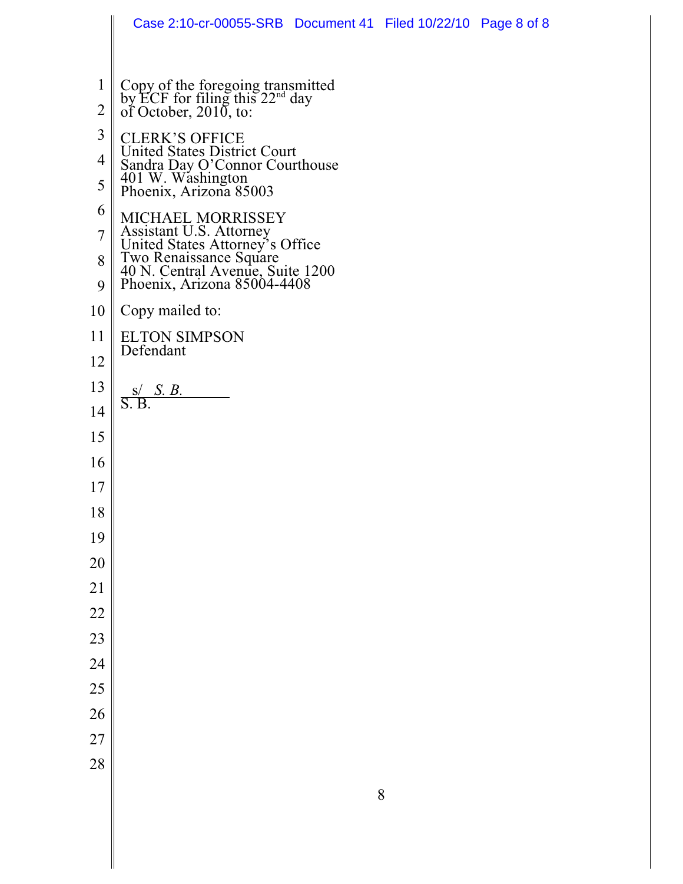Copy of the foregoing transmitted by ECF for filing this 22nd day of October, 2010, to:

CLERK'S OFFICE
United States District Court
Sandra Day O'Connor Courthouse
401 W. Washington
Phoenix, Arizona 85003

MICHAEL MORRISSEY
Assistant U.S. Attorney
United States Attorney's Office
Two Renaissance Square
40 N. Central Avenue, Suite 1200
Phoenix, Arizona 85004-4408

Copy mailed to:

ELTON SIMPSON
Defendant

s/ *S. B.*
S. B.